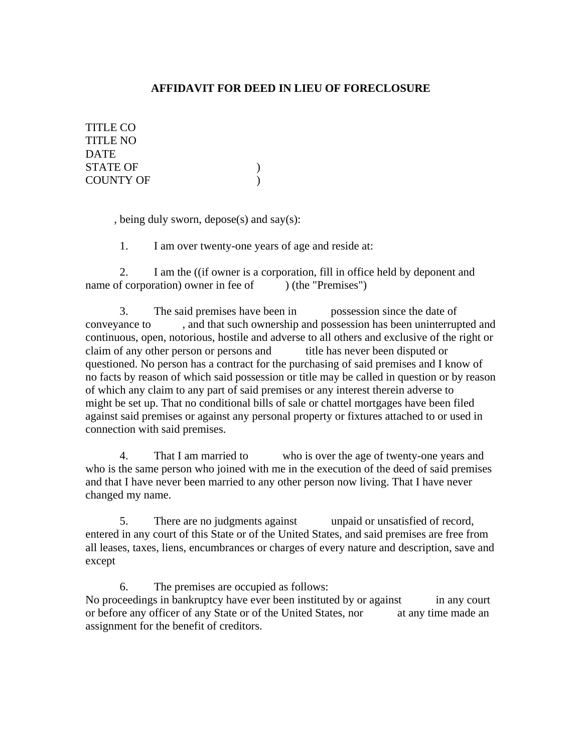# AFFIDAVIT FOR DEED IN LIEU OF FORECLOSURE

TITLE CO
TITLE NO
DATE
STATE OF )
COUNTY OF )

, being duly sworn, depose(s) and say(s):

1. I am over twenty-one years of age and reside at:

2. I am the ((if owner is a corporation, fill in office held by deponent and name of corporation) owner in fee of ) (the "Premises")

3. The said premises have been in possession since the date of conveyance to , and that such ownership and possession has been uninterrupted and continuous, open, notorious, hostile and adverse to all others and exclusive of the right or claim of any other person or persons and title has never been disputed or questioned. No person has a contract for the purchasing of said premises and I know of no facts by reason of which said possession or title may be called in question or by reason of which any claim to any part of said premises or any interest therein adverse to might be set up. That no conditional bills of sale or chattel mortgages have been filed against said premises or against any personal property or fixtures attached to or used in connection with said premises.

4. That I am married to who is over the age of twenty-one years and who is the same person who joined with me in the execution of the deed of said premises and that I have never been married to any other person now living. That I have never changed my name.

5. There are no judgments against unpaid or unsatisfied of record, entered in any court of this State or of the United States, and said premises are free from all leases, taxes, liens, encumbrances or charges of every nature and description, save and except

6. The premises are occupied as follows:
No proceedings in bankruptcy have ever been instituted by or against in any court or before any officer of any State or of the United States, nor at any time made an assignment for the benefit of creditors.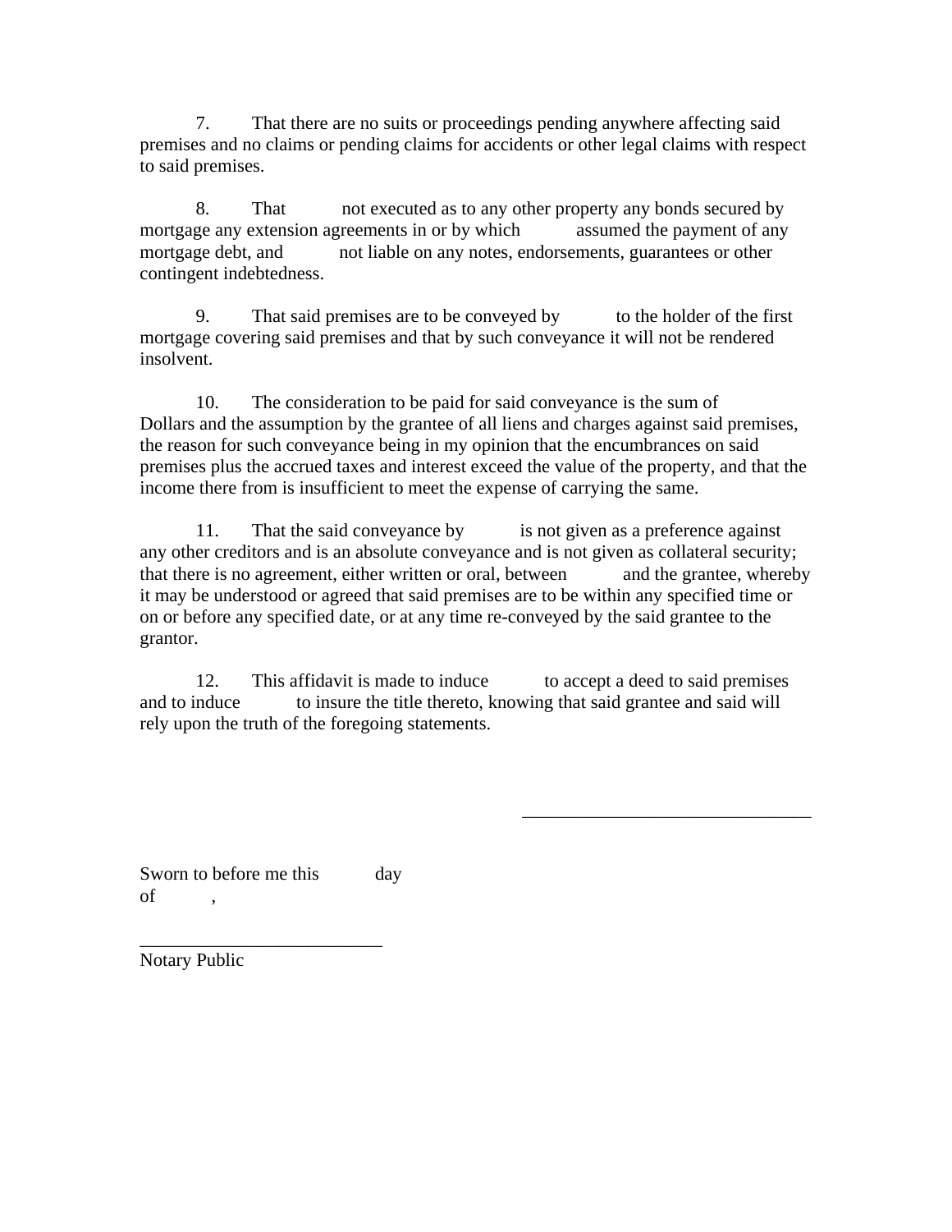7. That there are no suits or proceedings pending anywhere affecting said premises and no claims or pending claims for accidents or other legal claims with respect to said premises.

8. That not executed as to any other property any bonds secured by mortgage any extension agreements in or by which assumed the payment of any mortgage debt, and not liable on any notes, endorsements, guarantees or other contingent indebtedness.

9. That said premises are to be conveyed by to the holder of the first mortgage covering said premises and that by such conveyance it will not be rendered insolvent.

10. The consideration to be paid for said conveyance is the sum of Dollars and the assumption by the grantee of all liens and charges against said premises, the reason for such conveyance being in my opinion that the encumbrances on said premises plus the accrued taxes and interest exceed the value of the property, and that the income there from is insufficient to meet the expense of carrying the same.

11. That the said conveyance by is not given as a preference against any other creditors and is an absolute conveyance and is not given as collateral security; that there is no agreement, either written or oral, between and the grantee, whereby it may be understood or agreed that said premises are to be within any specified time or on or before any specified date, or at any time re-conveyed by the said grantee to the grantor.

12. This affidavit is made to induce to accept a deed to said premises and to induce to insure the title thereto, knowing that said grantee and said will rely upon the truth of the foregoing statements.

\_\_\_\_\_\_\_\_\_\_\_\_\_\_\_\_\_\_\_\_\_\_\_\_\_\_\_\_\_\_\_\_

Sworn to before me this day of ,

\_\_\_\_\_\_\_\_\_\_\_\_\_\_\_\_\_\_\_\_\_\_\_\_\_\_\_

Notary Public